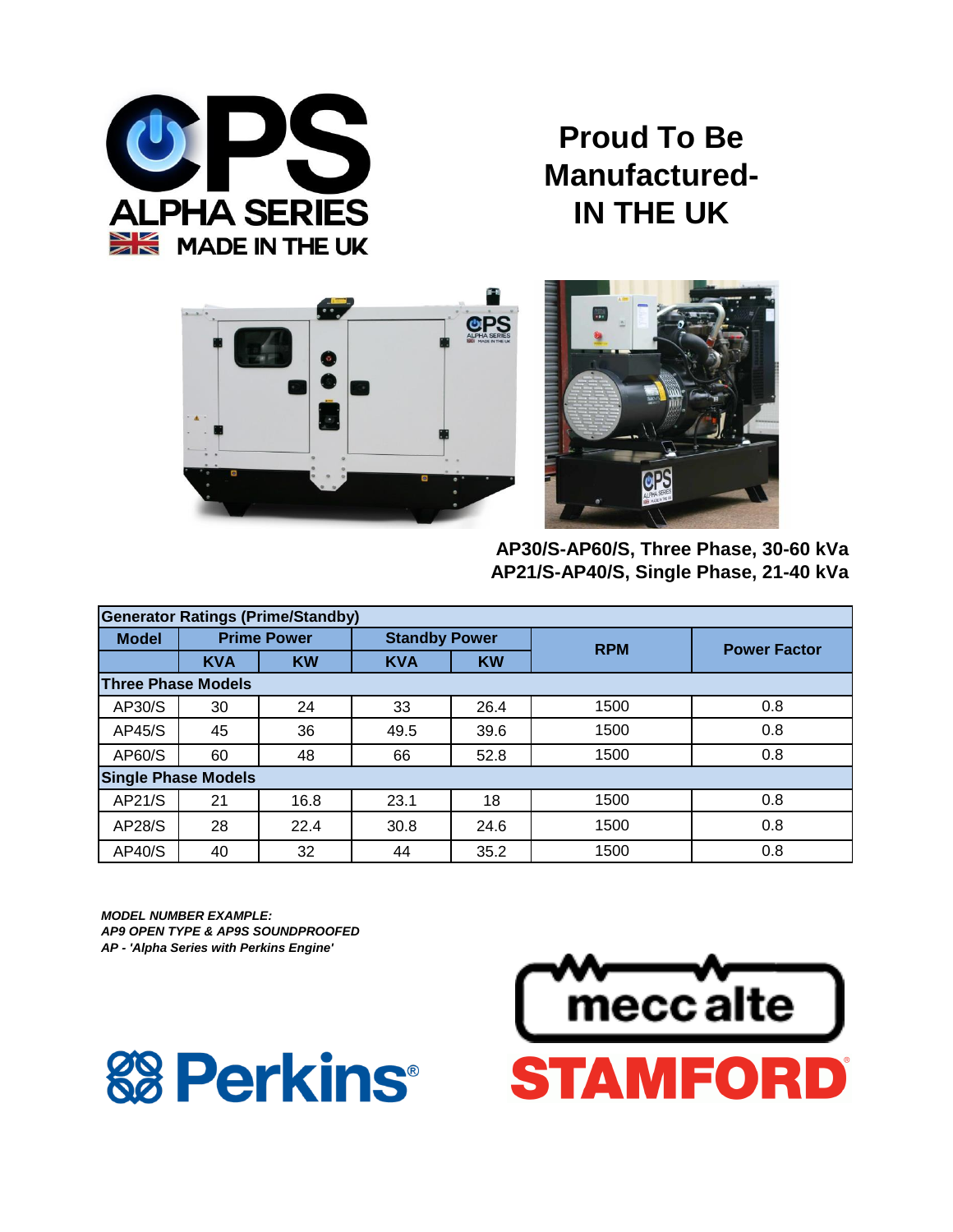CPS ALPHA SERIES MADE IN THE UK

# Proud To Be Manufactured- IN THE UK

**AP30/S-AP60/S, Three Phase, 30-60 kVa**
**AP21/S-AP40/S, Single Phase, 21-40 kVa**

| Generator Ratings (Prime/Standby) | | | | | | |
|---|---|---|---|---|---|---|
| **Model** | **Prime Power** | | **Standby Power** | | **RPM** | **Power Factor** |
| | **KVA** | **KW** | **KVA** | **KW** | | |
| **Three Phase Models** | | | | | | |
| AP30/S | 30 | 24 | 33 | 26.4 | 1500 | 0.8 |
| AP45/S | 45 | 36 | 49.5 | 39.6 | 1500 | 0.8 |
| AP60/S | 60 | 48 | 66 | 52.8 | 1500 | 0.8 |
| **Single Phase Models** | | | | | | |
| AP21/S | 21 | 16.8 | 23.1 | 18 | 1500 | 0.8 |
| AP28/S | 28 | 22.4 | 30.8 | 24.6 | 1500 | 0.8 |
| AP40/S | 40 | 32 | 44 | 35.2 | 1500 | 0.8 |

***MODEL NUMBER EXAMPLE:***
***AP9 OPEN TYPE & AP9S SOUNDPROOFED***
***AP - 'Alpha Series with Perkins Engine'***

Perkins® meccalte STAMFORD®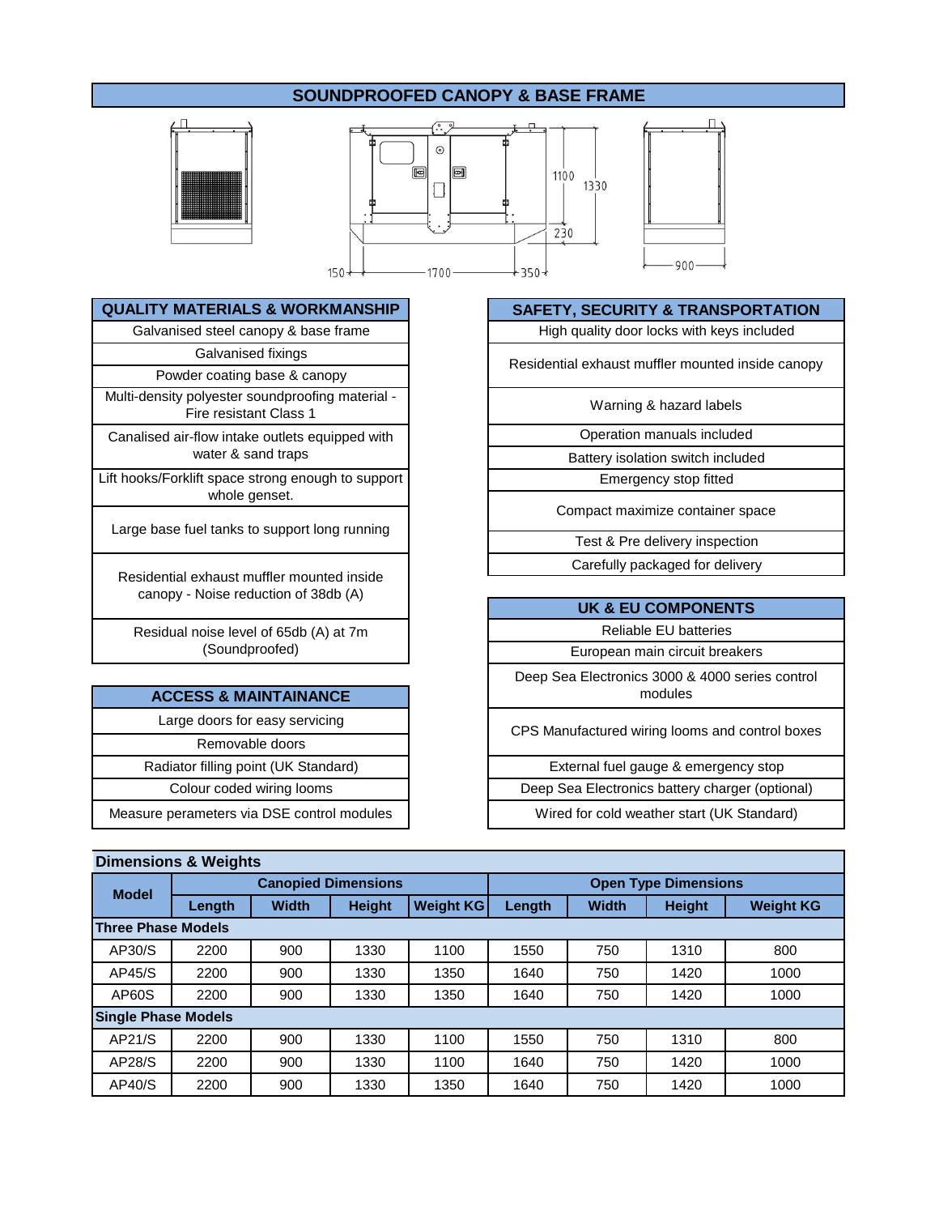# SOUNDPROOFED CANOPY & BASE FRAME

150 — 1700 — 350

1100 1330 230

900

| QUALITY MATERIALS & WORKMANSHIP |
|---|
| Galvanised steel canopy & base frame |
| Galvanised fixings |
| Powder coating base & canopy |
| Multi-density polyester soundproofing material - Fire resistant Class 1 |
| Canalised air-flow intake outlets equipped with water & sand traps |
| Lift hooks/Forklift space strong enough to support whole genset. |
| Large base fuel tanks to support long running |
| Residential exhaust muffler mounted inside canopy - Noise reduction of 38db (A) |
| Residual noise level of 65db (A) at 7m (Soundproofed) |

| ACCESS & MAINTAINANCE |
|---|
| Large doors for easy servicing |
| Removable doors |
| Radiator filling point (UK Standard) |
| Colour coded wiring looms |
| Measure perameters via DSE control modules |

| SAFETY, SECURITY & TRANSPORTATION |
|---|
| High quality door locks with keys included |
| Residential exhaust muffler mounted inside canopy |
| Warning & hazard labels |
| Operation manuals included |
| Battery isolation switch included |
| Emergency stop fitted |
| Compact maximize container space |
| Test & Pre delivery inspection |
| Carefully packaged for delivery |

| UK & EU COMPONENTS |
|---|
| Reliable EU batteries |
| European main circuit breakers |
| Deep Sea Electronics 3000 & 4000 series control modules |
| CPS Manufactured wiring looms and control boxes |
| External fuel gauge & emergency stop |
| Deep Sea Electronics battery charger (optional) |
| Wired for cold weather start (UK Standard) |

## Dimensions & Weights

| Model | Canopied Dimensions | | | | Open Type Dimensions | | | |
|---|---|---|---|---|---|---|---|---|
| | Length | Width | Height | Weight KG | Length | Width | Height | Weight KG |
| **Three Phase Models** | | | | | | | | |
| AP30/S | 2200 | 900 | 1330 | 1100 | 1550 | 750 | 1310 | 800 |
| AP45/S | 2200 | 900 | 1330 | 1350 | 1640 | 750 | 1420 | 1000 |
| AP60S | 2200 | 900 | 1330 | 1350 | 1640 | 750 | 1420 | 1000 |
| **Single Phase Models** | | | | | | | | |
| AP21/S | 2200 | 900 | 1330 | 1100 | 1550 | 750 | 1310 | 800 |
| AP28/S | 2200 | 900 | 1330 | 1100 | 1640 | 750 | 1420 | 1000 |
| AP40/S | 2200 | 900 | 1330 | 1350 | 1640 | 750 | 1420 | 1000 |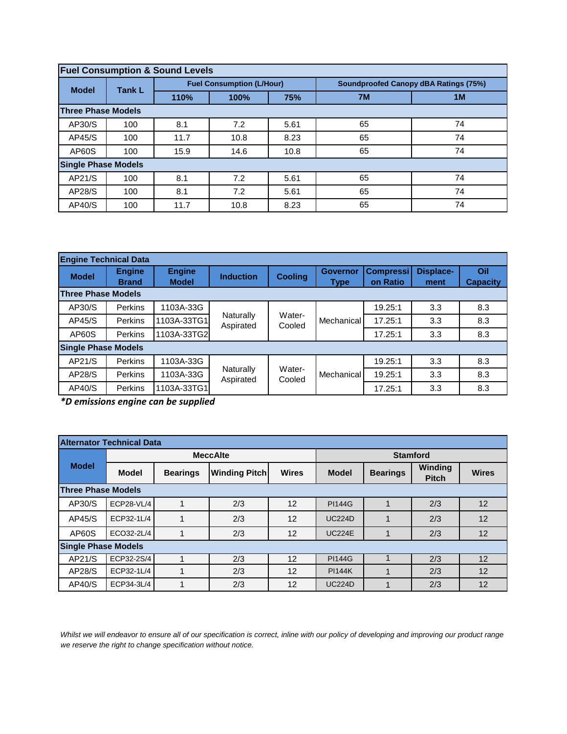## Fuel Consumption & Sound Levels

| Model | Tank L | Fuel Consumption (L/Hour) | | | Soundproofed Canopy dBA Ratings (75%) | |
|---|---|---|---|---|---|---|
| | | 110% | 100% | 75% | 7M | 1M |
| **Three Phase Models** | | | | | | |
| AP30/S | 100 | 8.1 | 7.2 | 5.61 | 65 | 74 |
| AP45/S | 100 | 11.7 | 10.8 | 8.23 | 65 | 74 |
| AP60S | 100 | 15.9 | 14.6 | 10.8 | 65 | 74 |
| **Single Phase Models** | | | | | | |
| AP21/S | 100 | 8.1 | 7.2 | 5.61 | 65 | 74 |
| AP28/S | 100 | 8.1 | 7.2 | 5.61 | 65 | 74 |
| AP40/S | 100 | 11.7 | 10.8 | 8.23 | 65 | 74 |

## Engine Technical Data

| Model | Engine Brand | Engine Model | Induction | Cooling | Governor Type | Compression Ratio | Displace-ment | Oil Capacity |
|---|---|---|---|---|---|---|---|---|
| **Three Phase Models** | | | | | | | | |
| AP30/S | Perkins | 1103A-33G | Naturally Aspirated | Water-Cooled | Mechanical | 19.25:1 | 3.3 | 8.3 |
| AP45/S | Perkins | 1103A-33TG1 | Naturally Aspirated | Water-Cooled | Mechanical | 17.25:1 | 3.3 | 8.3 |
| AP60S | Perkins | 1103A-33TG2 | Naturally Aspirated | Water-Cooled | Mechanical | 17.25:1 | 3.3 | 8.3 |
| **Single Phase Models** | | | | | | | | |
| AP21/S | Perkins | 1103A-33G | Naturally Aspirated | Water-Cooled | Mechanical | 19.25:1 | 3.3 | 8.3 |
| AP28/S | Perkins | 1103A-33G | Naturally Aspirated | Water-Cooled | Mechanical | 19.25:1 | 3.3 | 8.3 |
| AP40/S | Perkins | 1103A-33TG1 | Naturally Aspirated | Water-Cooled | Mechanical | 17.25:1 | 3.3 | 8.3 |

***D emissions engine can be supplied**

## Alternator Technical Data

| Model | MeccAlte | | | | Stamford | | | |
|---|---|---|---|---|---|---|---|---|
| | Model | Bearings | Winding Pitch | Wires | Model | Bearings | Winding Pitch | Wires |
| **Three Phase Models** | | | | | | | | |
| AP30/S | ECP28-VL/4 | 1 | 2/3 | 12 | PI144G | 1 | 2/3 | 12 |
| AP45/S | ECP32-1L/4 | 1 | 2/3 | 12 | UC224D | 1 | 2/3 | 12 |
| AP60S | ECO32-2L/4 | 1 | 2/3 | 12 | UC224E | 1 | 2/3 | 12 |
| **Single Phase Models** | | | | | | | | |
| AP21/S | ECP32-2S/4 | 1 | 2/3 | 12 | PI144G | 1 | 2/3 | 12 |
| AP28/S | ECP32-1L/4 | 1 | 2/3 | 12 | PI144K | 1 | 2/3 | 12 |
| AP40/S | ECP34-3L/4 | 1 | 2/3 | 12 | UC224D | 1 | 2/3 | 12 |

*Whilst we will endeavor to ensure all of our specification is correct, inline with our policy of developing and improving our product range we reserve the right to change specification without notice.*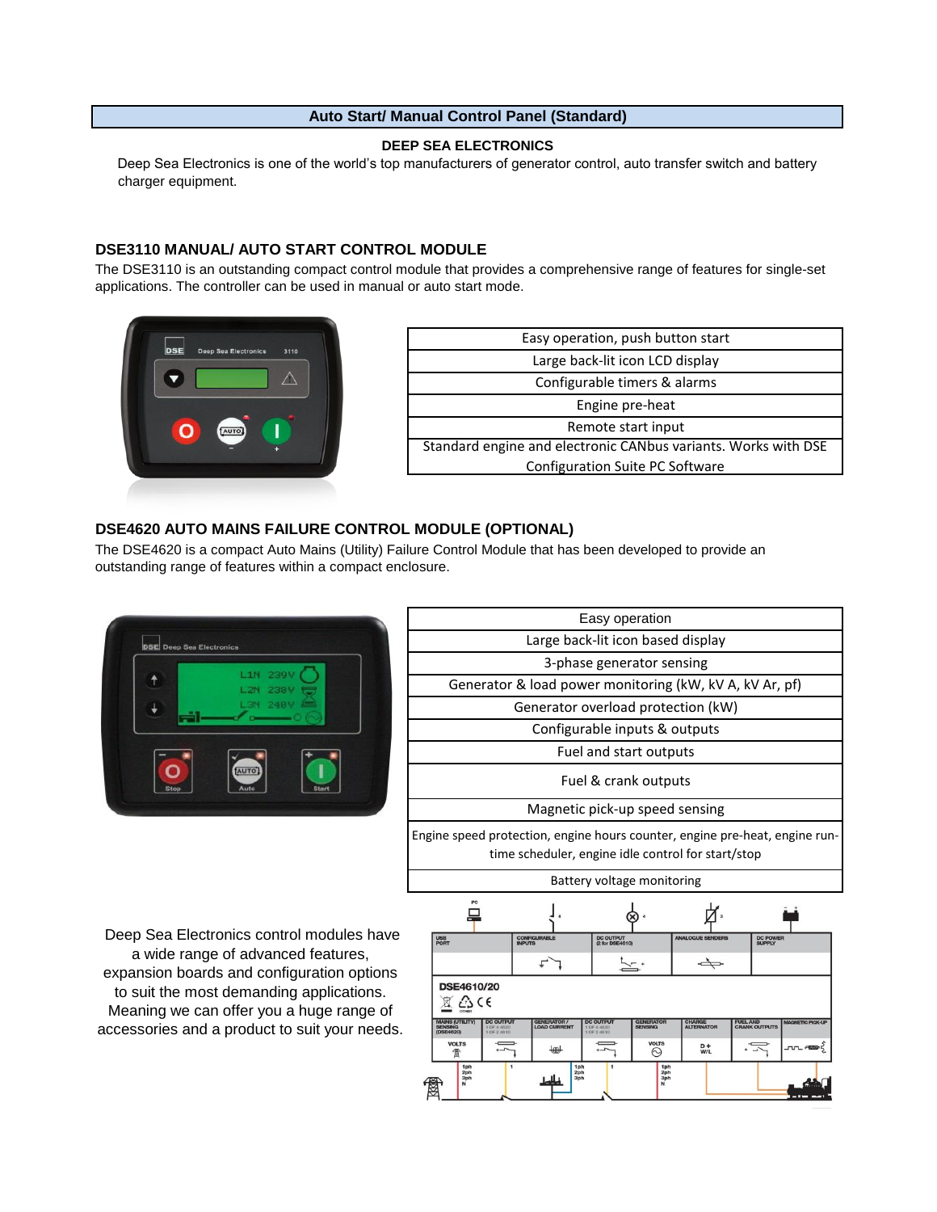# Auto Start/ Manual Control Panel (Standard)

**DEEP SEA ELECTRONICS**

Deep Sea Electronics is one of the world's top manufacturers of generator control, auto transfer switch and battery charger equipment.

## DSE3110 MANUAL/ AUTO START CONTROL MODULE

The DSE3110 is an outstanding compact control module that provides a comprehensive range of features for single-set applications. The controller can be used in manual or auto start mode.

| Easy operation, push button start |
|---|
| Large back-lit icon LCD display |
| Configurable timers & alarms |
| Engine pre-heat |
| Remote start input |
| Standard engine and electronic CANbus variants. Works with DSE Configuration Suite PC Software |

## DSE4620 AUTO MAINS FAILURE CONTROL MODULE (OPTIONAL)

The DSE4620 is a compact Auto Mains (Utility) Failure Control Module that has been developed to provide an outstanding range of features within a compact enclosure.

| Easy operation |
|---|
| Large back-lit icon based display |
| 3-phase generator sensing |
| Generator & load power monitoring (kW, kV A, kV Ar, pf) |
| Generator overload protection (kW) |
| Configurable inputs & outputs |
| Fuel and start outputs |
| Fuel & crank outputs |
| Magnetic pick-up speed sensing |
| Engine speed protection, engine hours counter, engine pre-heat, engine run-time scheduler, engine idle control for start/stop |
| Battery voltage monitoring |

Deep Sea Electronics control modules have a wide range of advanced features, expansion boards and configuration options to suit the most demanding applications. Meaning we can offer you a huge range of accessories and a product to suit your needs.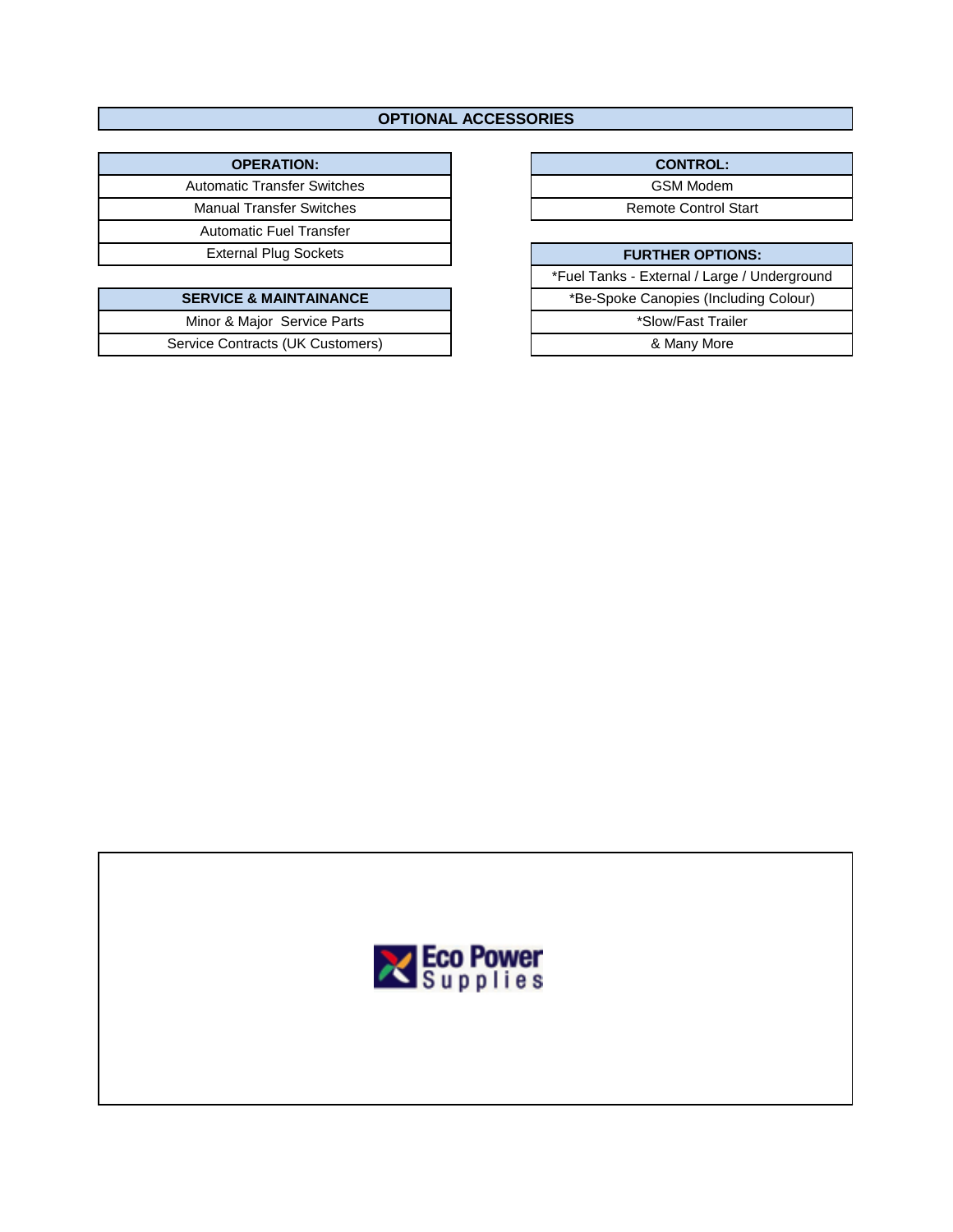## OPTIONAL ACCESSORIES

| OPERATION: |
| --- |
| Automatic Transfer Switches |
| Manual Transfer Switches |
| Automatic Fuel Transfer |
| External Plug Sockets |

| SERVICE & MAINTAINANCE |
| --- |
| Minor & Major Service Parts |
| Service Contracts (UK Customers) |

| CONTROL: |
| --- |
| GSM Modem |
| Remote Control Start |

| FURTHER OPTIONS: |
| --- |
| *Fuel Tanks - External / Large / Underground |
| *Be-Spoke Canopies (Including Colour) |
| *Slow/Fast Trailer |
| & Many More |

Eco Power Supplies